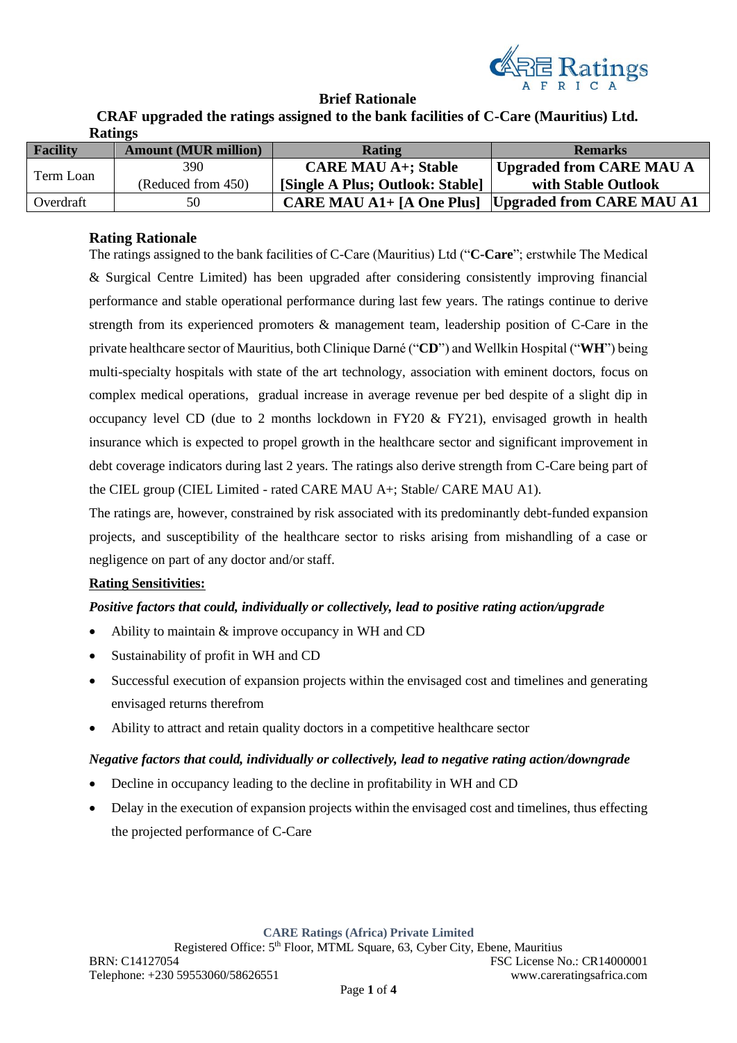# Brief Rationale

## CRAF upgraded the ratings assigned to the bank facilities of C-Care (Mauritius) Ltd.

**Ratings**

| Facility | Amount (MUR million) | Rating | Remarks |
|---|---|---|---|
| Term Loan | 390 (Reduced from 450) | **CARE MAU A+; Stable [Single A Plus; Outlook: Stable]** | **Upgraded from CARE MAU A with Stable Outlook** |
| Overdraft | 50 | **CARE MAU A1+ [A One Plus]** | **Upgraded from CARE MAU A1** |

### Rating Rationale

The ratings assigned to the bank facilities of C-Care (Mauritius) Ltd ("**C-Care**"; erstwhile The Medical & Surgical Centre Limited) has been upgraded after considering consistently improving financial performance and stable operational performance during last few years. The ratings continue to derive strength from its experienced promoters & management team, leadership position of C-Care in the private healthcare sector of Mauritius, both Clinique Darné ("**CD**") and Wellkin Hospital ("**WH**") being multi-specialty hospitals with state of the art technology, association with eminent doctors, focus on complex medical operations, gradual increase in average revenue per bed despite of a slight dip in occupancy level CD (due to 2 months lockdown in FY20 & FY21), envisaged growth in health insurance which is expected to propel growth in the healthcare sector and significant improvement in debt coverage indicators during last 2 years. The ratings also derive strength from C-Care being part of the CIEL group (CIEL Limited - rated CARE MAU A+; Stable/ CARE MAU A1).

The ratings are, however, constrained by risk associated with its predominantly debt-funded expansion projects, and susceptibility of the healthcare sector to risks arising from mishandling of a case or negligence on part of any doctor and/or staff.

**<u>Rating Sensitivities:</u>**

***Positive factors that could, individually or collectively, lead to positive rating action/upgrade***

- Ability to maintain & improve occupancy in WH and CD
- Sustainability of profit in WH and CD
- Successful execution of expansion projects within the envisaged cost and timelines and generating envisaged returns therefrom
- Ability to attract and retain quality doctors in a competitive healthcare sector

***Negative factors that could, individually or collectively, lead to negative rating action/downgrade***

- Decline in occupancy leading to the decline in profitability in WH and CD
- Delay in the execution of expansion projects within the envisaged cost and timelines, thus effecting the projected performance of C-Care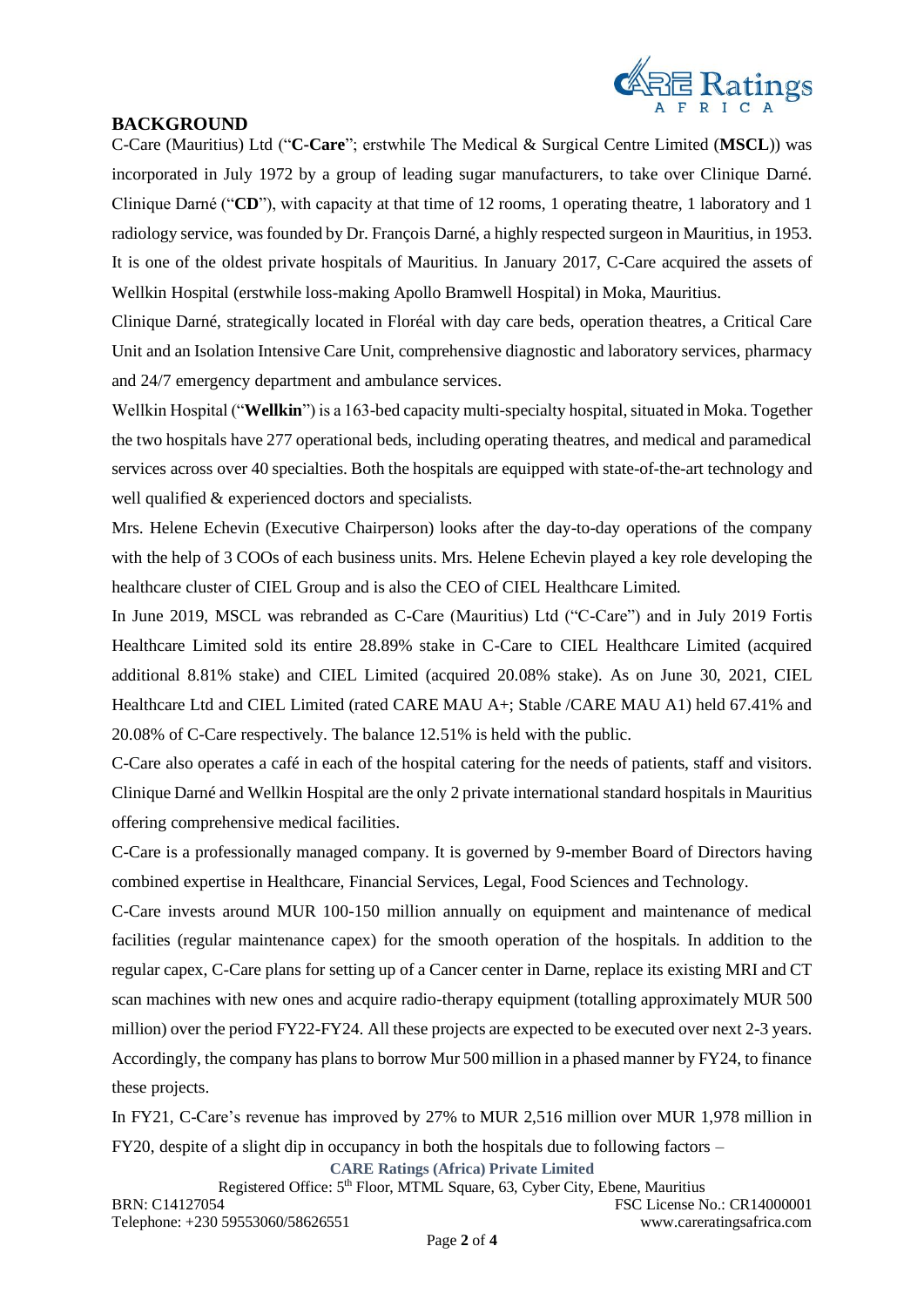## BACKGROUND

C-Care (Mauritius) Ltd ("**C-Care**"; erstwhile The Medical & Surgical Centre Limited (**MSCL**)) was incorporated in July 1972 by a group of leading sugar manufacturers, to take over Clinique Darné. Clinique Darné ("**CD**"), with capacity at that time of 12 rooms, 1 operating theatre, 1 laboratory and 1 radiology service, was founded by Dr. François Darné, a highly respected surgeon in Mauritius, in 1953. It is one of the oldest private hospitals of Mauritius. In January 2017, C-Care acquired the assets of Wellkin Hospital (erstwhile loss-making Apollo Bramwell Hospital) in Moka, Mauritius.

Clinique Darné, strategically located in Floréal with day care beds, operation theatres, a Critical Care Unit and an Isolation Intensive Care Unit, comprehensive diagnostic and laboratory services, pharmacy and 24/7 emergency department and ambulance services.

Wellkin Hospital ("**Wellkin**") is a 163-bed capacity multi-specialty hospital, situated in Moka. Together the two hospitals have 277 operational beds, including operating theatres, and medical and paramedical services across over 40 specialties. Both the hospitals are equipped with state-of-the-art technology and well qualified & experienced doctors and specialists.

Mrs. Helene Echevin (Executive Chairperson) looks after the day-to-day operations of the company with the help of 3 COOs of each business units. Mrs. Helene Echevin played a key role developing the healthcare cluster of CIEL Group and is also the CEO of CIEL Healthcare Limited.

In June 2019, MSCL was rebranded as C-Care (Mauritius) Ltd ("C-Care") and in July 2019 Fortis Healthcare Limited sold its entire 28.89% stake in C-Care to CIEL Healthcare Limited (acquired additional 8.81% stake) and CIEL Limited (acquired 20.08% stake). As on June 30, 2021, CIEL Healthcare Ltd and CIEL Limited (rated CARE MAU A+; Stable /CARE MAU A1) held 67.41% and 20.08% of C-Care respectively. The balance 12.51% is held with the public.

C-Care also operates a café in each of the hospital catering for the needs of patients, staff and visitors. Clinique Darné and Wellkin Hospital are the only 2 private international standard hospitals in Mauritius offering comprehensive medical facilities.

C-Care is a professionally managed company. It is governed by 9-member Board of Directors having combined expertise in Healthcare, Financial Services, Legal, Food Sciences and Technology.

C-Care invests around MUR 100-150 million annually on equipment and maintenance of medical facilities (regular maintenance capex) for the smooth operation of the hospitals. In addition to the regular capex, C-Care plans for setting up of a Cancer center in Darne, replace its existing MRI and CT scan machines with new ones and acquire radio-therapy equipment (totalling approximately MUR 500 million) over the period FY22-FY24. All these projects are expected to be executed over next 2-3 years. Accordingly, the company has plans to borrow Mur 500 million in a phased manner by FY24, to finance these projects.

In FY21, C-Care's revenue has improved by 27% to MUR 2,516 million over MUR 1,978 million in FY20, despite of a slight dip in occupancy in both the hospitals due to following factors –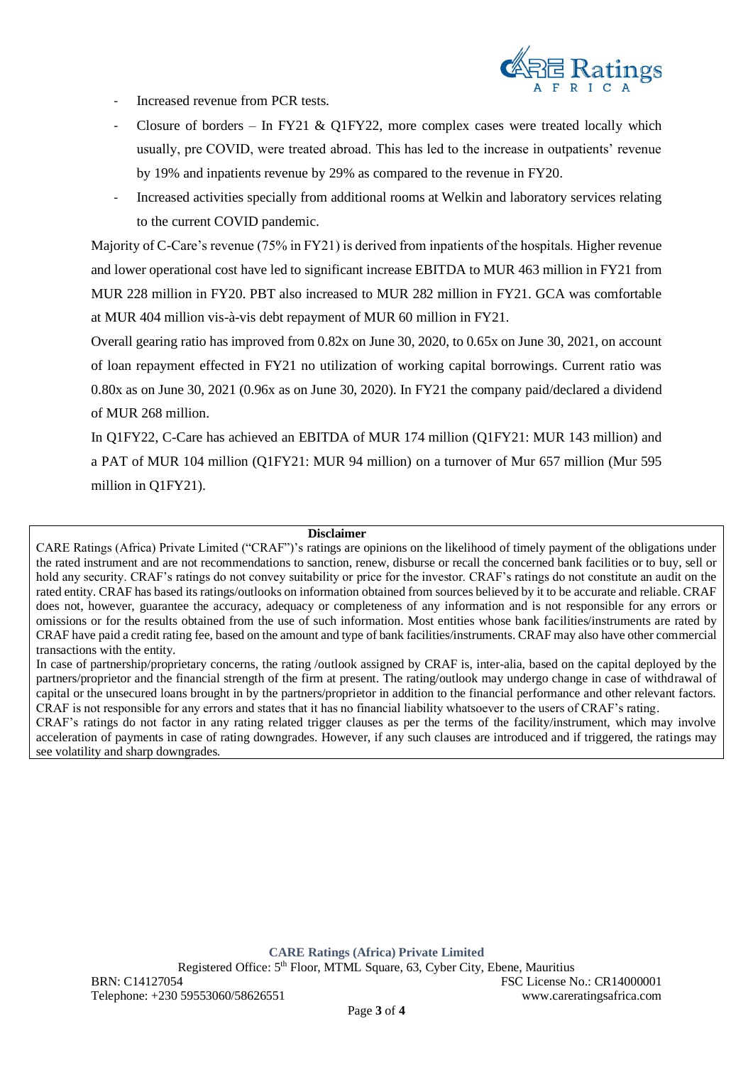- Increased revenue from PCR tests.
- Closure of borders – In FY21 & Q1FY22, more complex cases were treated locally which usually, pre COVID, were treated abroad. This has led to the increase in outpatients' revenue by 19% and inpatients revenue by 29% as compared to the revenue in FY20.
- Increased activities specially from additional rooms at Welkin and laboratory services relating to the current COVID pandemic.

Majority of C-Care's revenue (75% in FY21) is derived from inpatients of the hospitals. Higher revenue and lower operational cost have led to significant increase EBITDA to MUR 463 million in FY21 from MUR 228 million in FY20. PBT also increased to MUR 282 million in FY21. GCA was comfortable at MUR 404 million vis-à-vis debt repayment of MUR 60 million in FY21.

Overall gearing ratio has improved from 0.82x on June 30, 2020, to 0.65x on June 30, 2021, on account of loan repayment effected in FY21 no utilization of working capital borrowings. Current ratio was 0.80x as on June 30, 2021 (0.96x as on June 30, 2020). In FY21 the company paid/declared a dividend of MUR 268 million.

In Q1FY22, C-Care has achieved an EBITDA of MUR 174 million (Q1FY21: MUR 143 million) and a PAT of MUR 104 million (Q1FY21: MUR 94 million) on a turnover of Mur 657 million (Mur 595 million in Q1FY21).

**Disclaimer**

CARE Ratings (Africa) Private Limited ("CRAF")'s ratings are opinions on the likelihood of timely payment of the obligations under the rated instrument and are not recommendations to sanction, renew, disburse or recall the concerned bank facilities or to buy, sell or hold any security. CRAF's ratings do not convey suitability or price for the investor. CRAF's ratings do not constitute an audit on the rated entity. CRAF has based its ratings/outlooks on information obtained from sources believed by it to be accurate and reliable. CRAF does not, however, guarantee the accuracy, adequacy or completeness of any information and is not responsible for any errors or omissions or for the results obtained from the use of such information. Most entities whose bank facilities/instruments are rated by CRAF have paid a credit rating fee, based on the amount and type of bank facilities/instruments. CRAF may also have other commercial transactions with the entity.

In case of partnership/proprietary concerns, the rating /outlook assigned by CRAF is, inter-alia, based on the capital deployed by the partners/proprietor and the financial strength of the firm at present. The rating/outlook may undergo change in case of withdrawal of capital or the unsecured loans brought in by the partners/proprietor in addition to the financial performance and other relevant factors. CRAF is not responsible for any errors and states that it has no financial liability whatsoever to the users of CRAF's rating.

CRAF's ratings do not factor in any rating related trigger clauses as per the terms of the facility/instrument, which may involve acceleration of payments in case of rating downgrades. However, if any such clauses are introduced and if triggered, the ratings may see volatility and sharp downgrades.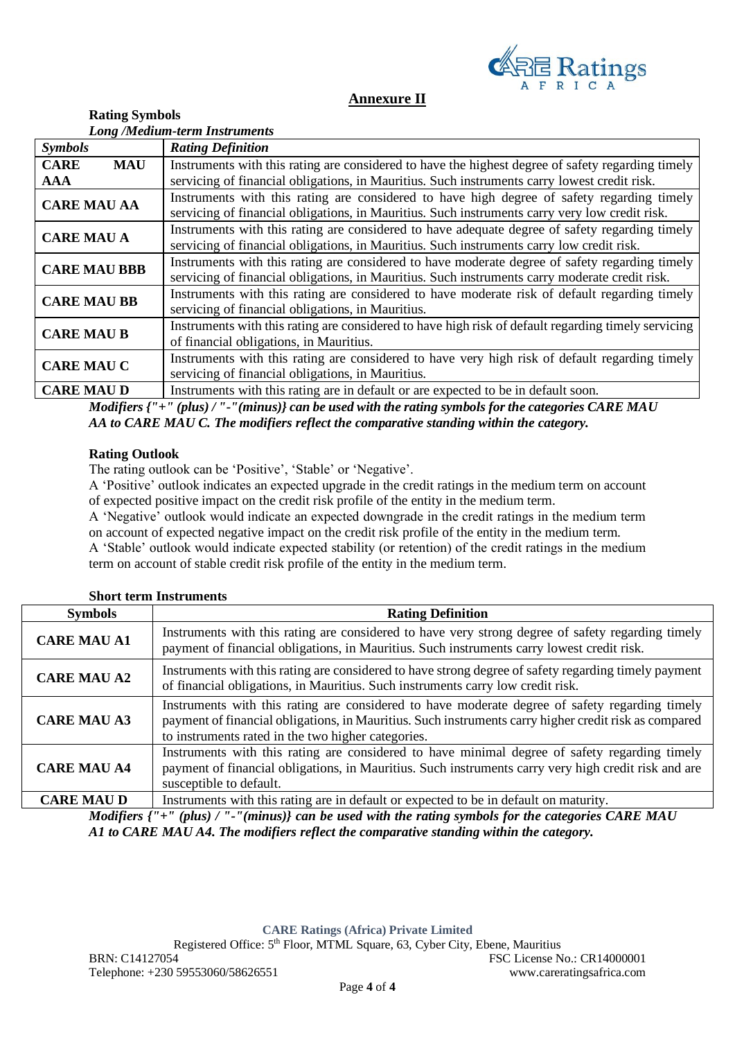## Annexure II

**Rating Symbols**

***Long /Medium-term Instruments***

| *Symbols* | *Rating Definition* |
|---|---|
| **CARE MAU AAA** | Instruments with this rating are considered to have the highest degree of safety regarding timely servicing of financial obligations, in Mauritius. Such instruments carry lowest credit risk. |
| **CARE MAU AA** | Instruments with this rating are considered to have high degree of safety regarding timely servicing of financial obligations, in Mauritius. Such instruments carry very low credit risk. |
| **CARE MAU A** | Instruments with this rating are considered to have adequate degree of safety regarding timely servicing of financial obligations, in Mauritius. Such instruments carry low credit risk. |
| **CARE MAU BBB** | Instruments with this rating are considered to have moderate degree of safety regarding timely servicing of financial obligations, in Mauritius. Such instruments carry moderate credit risk. |
| **CARE MAU BB** | Instruments with this rating are considered to have moderate risk of default regarding timely servicing of financial obligations, in Mauritius. |
| **CARE MAU B** | Instruments with this rating are considered to have high risk of default regarding timely servicing of financial obligations, in Mauritius. |
| **CARE MAU C** | Instruments with this rating are considered to have very high risk of default regarding timely servicing of financial obligations, in Mauritius. |
| **CARE MAU D** | Instruments with this rating are in default or are expected to be in default soon. |

***Modifiers {"+" (plus) / "-"(minus)} can be used with the rating symbols for the categories CARE MAU AA to CARE MAU C. The modifiers reflect the comparative standing within the category.***

**Rating Outlook**

The rating outlook can be 'Positive', 'Stable' or 'Negative'.

A 'Positive' outlook indicates an expected upgrade in the credit ratings in the medium term on account of expected positive impact on the credit risk profile of the entity in the medium term.

A 'Negative' outlook would indicate an expected downgrade in the credit ratings in the medium term on account of expected negative impact on the credit risk profile of the entity in the medium term.

A 'Stable' outlook would indicate expected stability (or retention) of the credit ratings in the medium term on account of stable credit risk profile of the entity in the medium term.

**Short term Instruments**

| **Symbols** | **Rating Definition** |
|---|---|
| **CARE MAU A1** | Instruments with this rating are considered to have very strong degree of safety regarding timely payment of financial obligations, in Mauritius. Such instruments carry lowest credit risk. |
| **CARE MAU A2** | Instruments with this rating are considered to have strong degree of safety regarding timely payment of financial obligations, in Mauritius. Such instruments carry low credit risk. |
| **CARE MAU A3** | Instruments with this rating are considered to have moderate degree of safety regarding timely payment of financial obligations, in Mauritius. Such instruments carry higher credit risk as compared to instruments rated in the two higher categories. |
| **CARE MAU A4** | Instruments with this rating are considered to have minimal degree of safety regarding timely payment of financial obligations, in Mauritius. Such instruments carry very high credit risk and are susceptible to default. |
| **CARE MAU D** | Instruments with this rating are in default or expected to be in default on maturity. |

***Modifiers {"+" (plus) / "-"(minus)} can be used with the rating symbols for the categories CARE MAU A1 to CARE MAU A4. The modifiers reflect the comparative standing within the category.***

**CARE Ratings (Africa) Private Limited**

Registered Office: 5th Floor, MTML Square, 63, Cyber City, Ebene, Mauritius

BRN: C14127054 FSC License No.: CR14000001

Telephone: +230 59553060/58626551 www.careratingsafrica.com